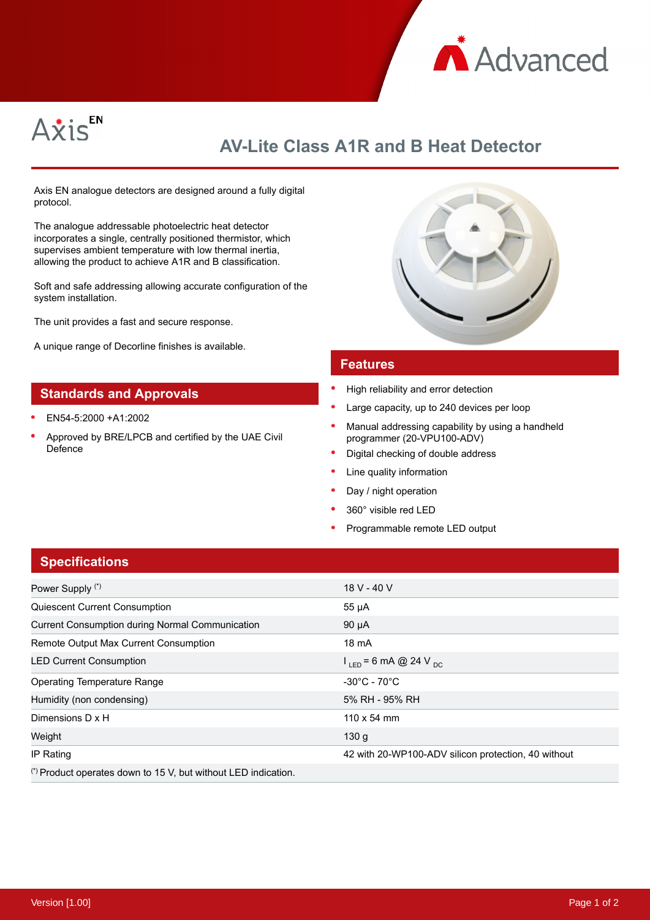Advanced

Axis EN

# AV-Lite Class A1R and B Heat Detector

Axis EN analogue detectors are designed around a fully digital protocol.

The analogue addressable photoelectric heat detector incorporates a single, centrally positioned thermistor, which supervises ambient temperature with low thermal inertia, allowing the product to achieve A1R and B classification.

Soft and safe addressing allowing accurate configuration of the system installation.

The unit provides a fast and secure response.

A unique range of Decorline finishes is available.

## Standards and Approvals

- EN54-5:2000 +A1:2002
- Approved by BRE/LPCB and certified by the UAE Civil Defence

## Features

- High reliability and error detection
- Large capacity, up to 240 devices per loop
- Manual addressing capability by using a handheld programmer (20-VPU100-ADV)
- Digital checking of double address
- Line quality information
- Day / night operation
- 360° visible red LED
- Programmable remote LED output

## Specifications

| | |
|---|---|
| Power Supply (*) | 18 V - 40 V |
| Quiescent Current Consumption | 55 µA |
| Current Consumption during Normal Communication | 90 µA |
| Remote Output Max Current Consumption | 18 mA |
| LED Current Consumption | $I_{LED}$ = 6 mA @ 24 $V_{DC}$ |
| Operating Temperature Range | -30°C - 70°C |
| Humidity (non condensing) | 5% RH - 95% RH |
| Dimensions D x H | 110 x 54 mm |
| Weight | 130 g |
| IP Rating | 42 with 20-WP100-ADV silicon protection, 40 without |

(*) Product operates down to 15 V, but without LED indication.

Version [1.00]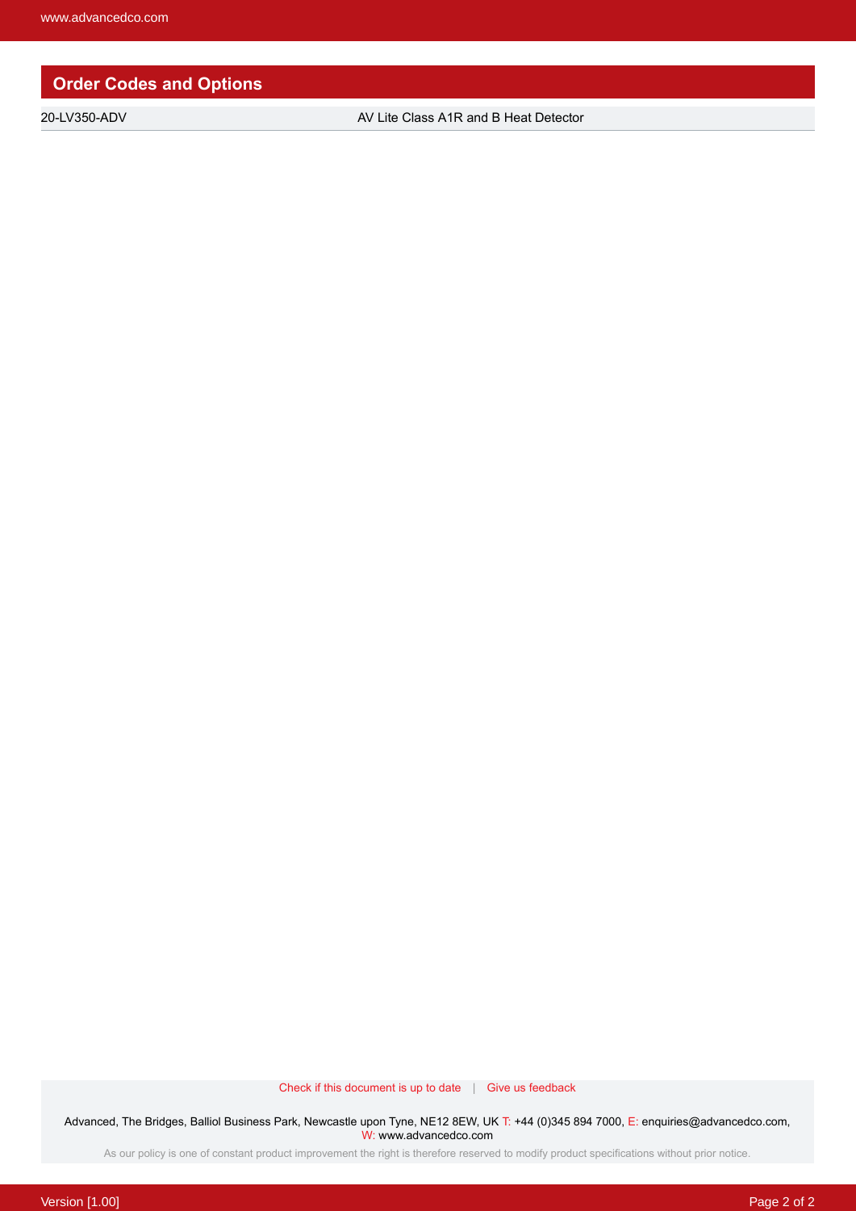## Order Codes and Options

| | |
|---|---|
| 20-LV350-ADV | AV Lite Class A1R and B Heat Detector |

Check if this document is up to date | Give us feedback

Advanced, The Bridges, Balliol Business Park, Newcastle upon Tyne, NE12 8EW, UK T: +44 (0)345 894 7000, E: enquiries@advancedco.com, W: www.advancedco.com

As our policy is one of constant product improvement the right is therefore reserved to modify product specifications without prior notice.

Version [1.00]